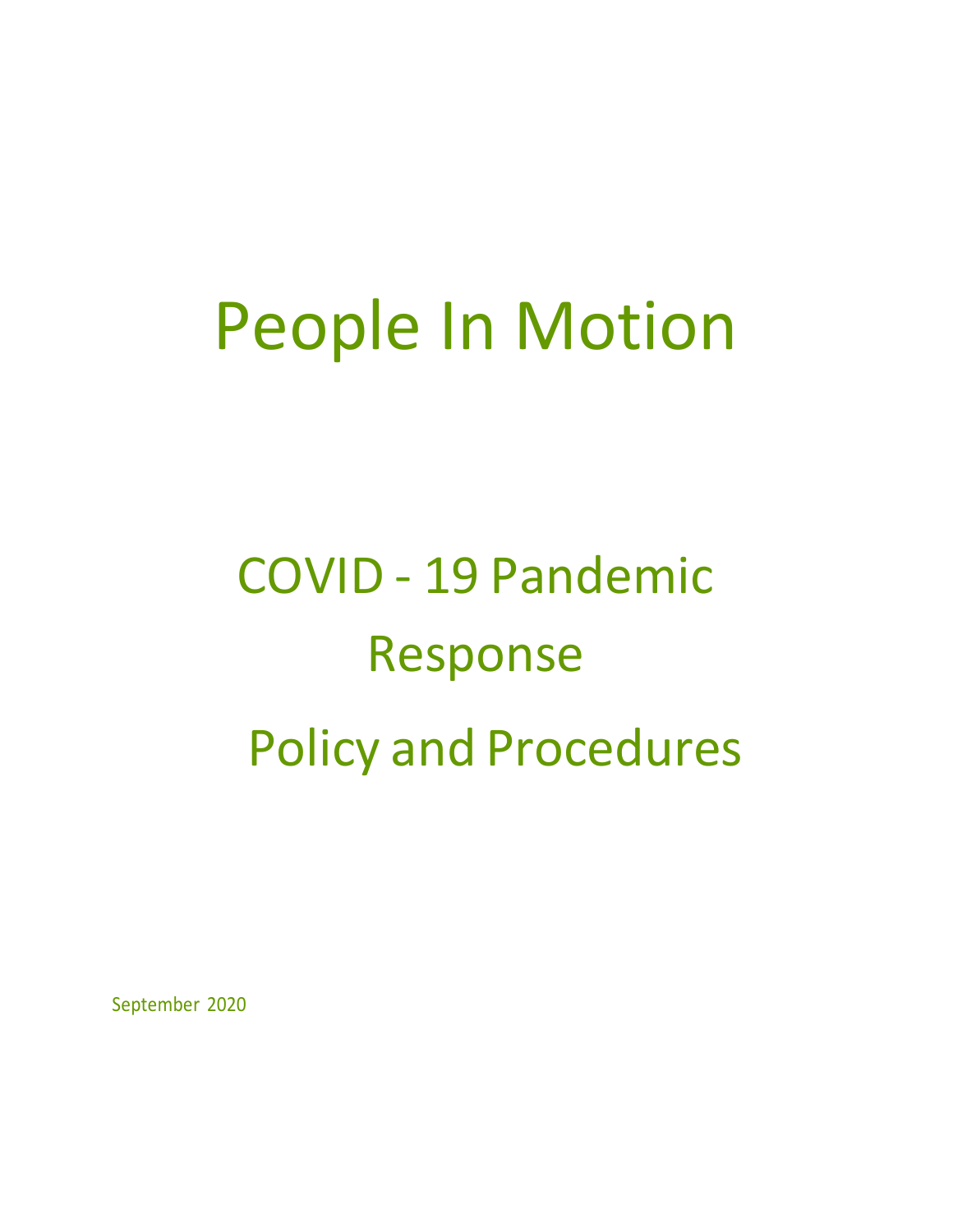# People In Motion

## COVID - 19 Pandemic Response

## Policy and Procedures

September 2020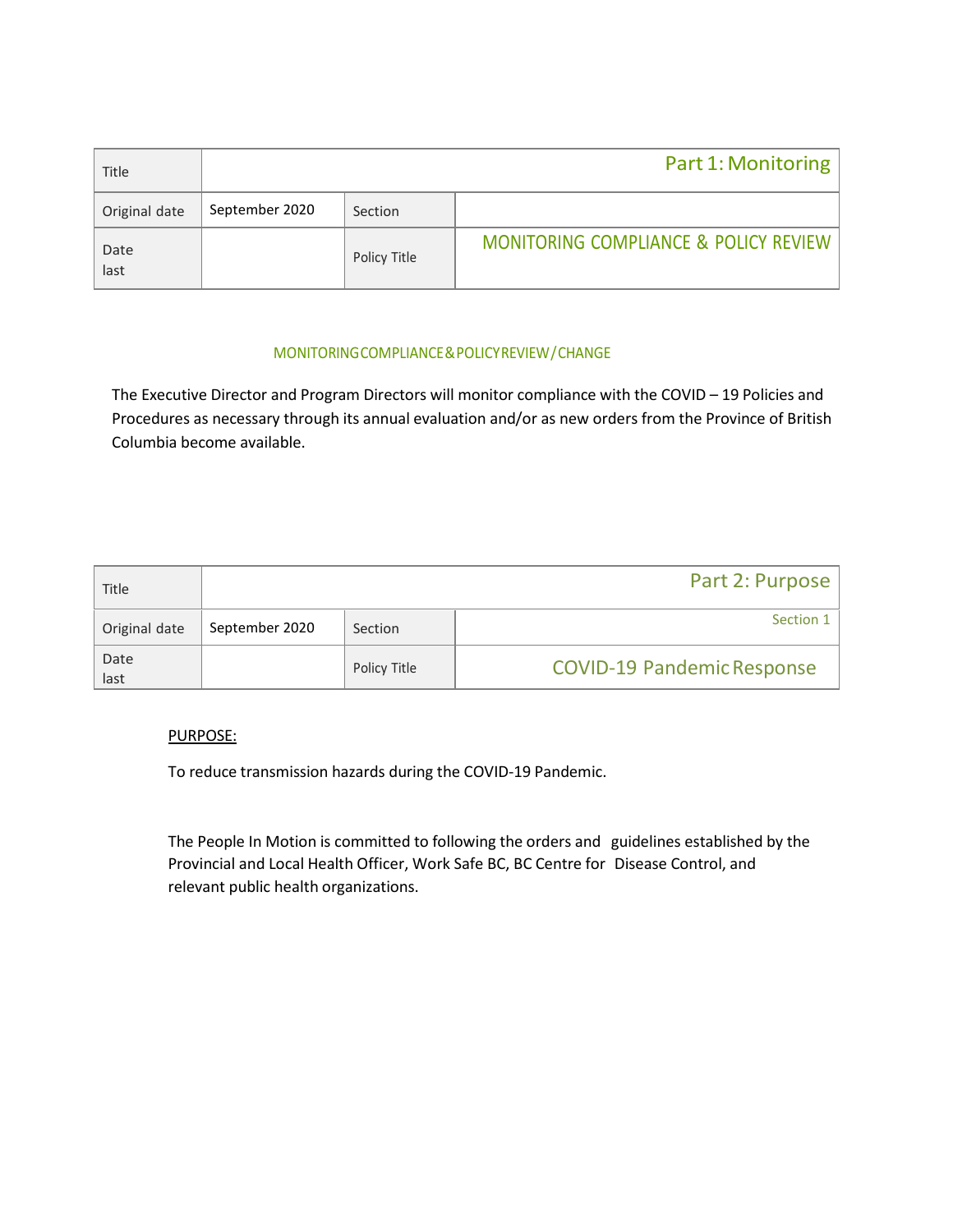| Title | Part 1: Monitoring | | |
|---|---|---|---|
| Original date | September 2020 | Section | |
| Date last | | Policy Title | MONITORING COMPLIANCE & POLICY REVIEW |

MONITORINGCOMPLIANCE&POLICYREVIEW/CHANGE

The Executive Director and Program Directors will monitor compliance with the COVID – 19 Policies and Procedures as necessary through its annual evaluation and/or as new orders from the Province of British Columbia become available.

| Title | Part 2: Purpose | | |
|---|---|---|---|
| Original date | September 2020 | Section | Section 1 |
| Date last | | Policy Title | COVID-19 Pandemic Response |

PURPOSE:

To reduce transmission hazards during the COVID-19 Pandemic.

The People In Motion is committed to following the orders and guidelines established by the Provincial and Local Health Officer, Work Safe BC, BC Centre for Disease Control, and relevant public health organizations.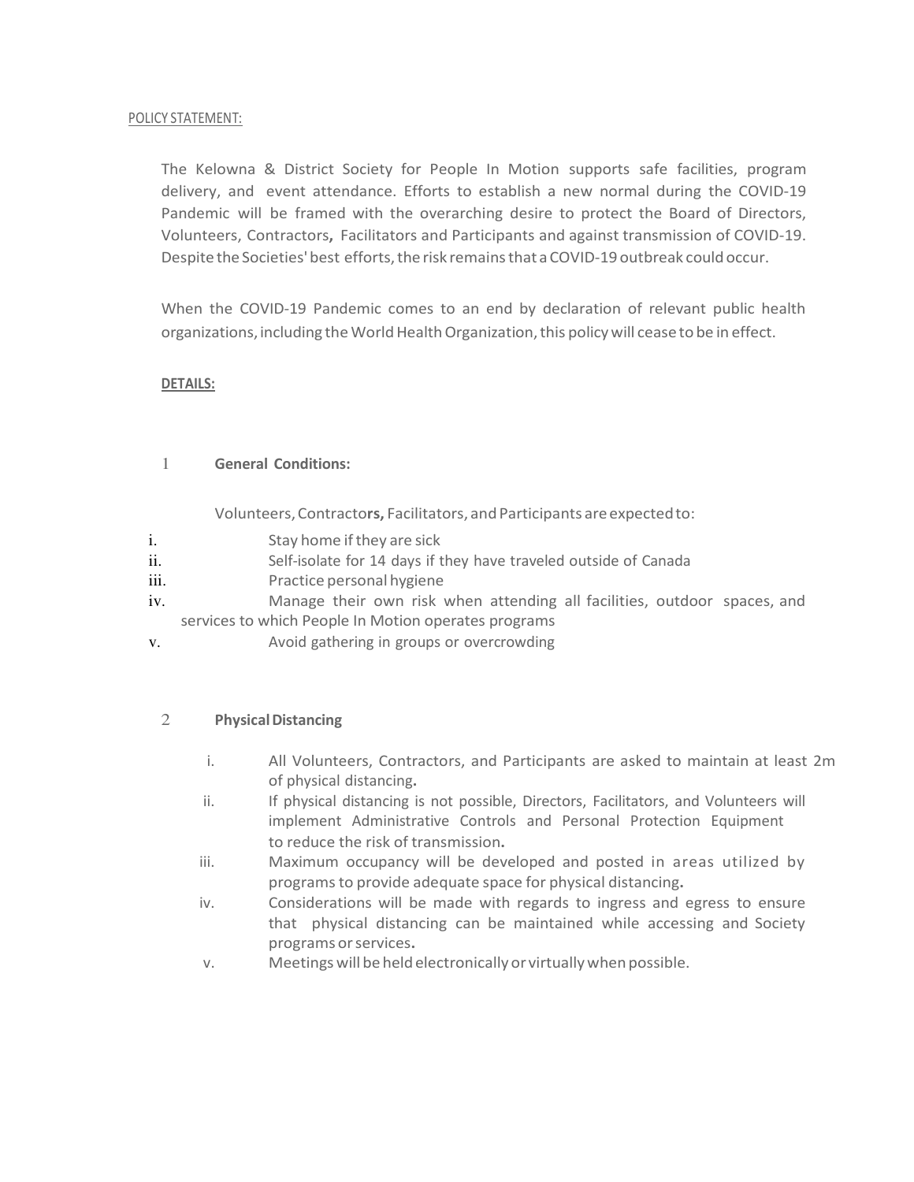POLICY STATEMENT:

The Kelowna & District Society for People In Motion supports safe facilities, program delivery, and event attendance. Efforts to establish a new normal during the COVID-19 Pandemic will be framed with the overarching desire to protect the Board of Directors, Volunteers, Contractors, Facilitators and Participants and against transmission of COVID-19. Despite the Societies' best efforts, the risk remains that a COVID-19 outbreak could occur.

When the COVID-19 Pandemic comes to an end by declaration of relevant public health organizations, including the World Health Organization, this policy will cease to be in effect.

**DETAILS:**

## 1 General Conditions:

Volunteers, Contractors, Facilitators, and Participants are expected to:

i. Stay home if they are sick
ii. Self-isolate for 14 days if they have traveled outside of Canada
iii. Practice personal hygiene
iv. Manage their own risk when attending all facilities, outdoor spaces, and services to which People In Motion operates programs
v. Avoid gathering in groups or overcrowding

## 2 Physical Distancing

i. All Volunteers, Contractors, and Participants are asked to maintain at least 2m of physical distancing.
ii. If physical distancing is not possible, Directors, Facilitators, and Volunteers will implement Administrative Controls and Personal Protection Equipment to reduce the risk of transmission.
iii. Maximum occupancy will be developed and posted in areas utilized by programs to provide adequate space for physical distancing.
iv. Considerations will be made with regards to ingress and egress to ensure that physical distancing can be maintained while accessing and Society programs or services.
v. Meetings will be held electronically or virtually when possible.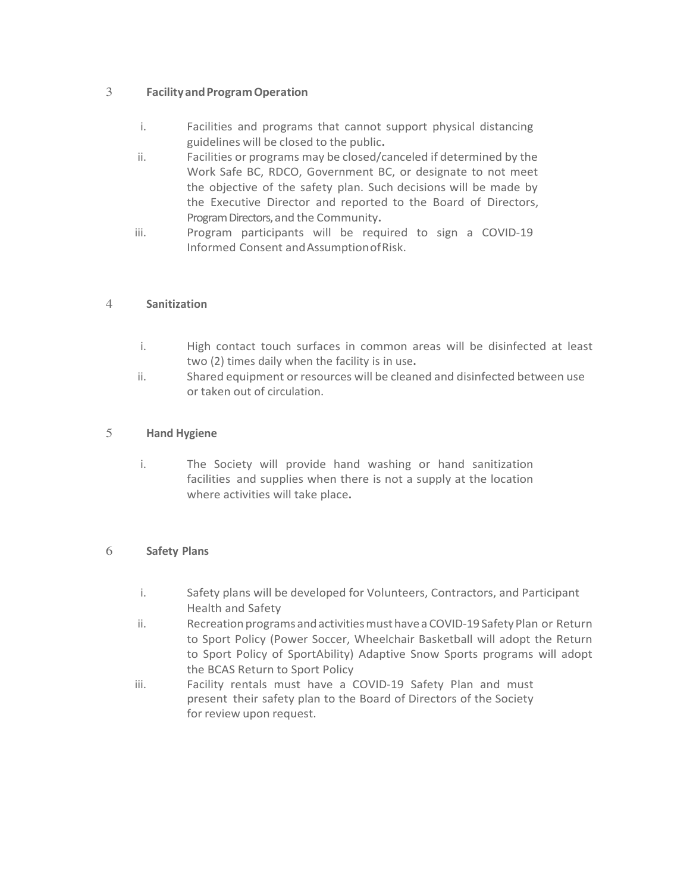## 3 Facility and Program Operation

i. Facilities and programs that cannot support physical distancing guidelines will be closed to the public.

ii. Facilities or programs may be closed/canceled if determined by the Work Safe BC, RDCO, Government BC, or designate to not meet the objective of the safety plan. Such decisions will be made by the Executive Director and reported to the Board of Directors, Program Directors, and the Community.

iii. Program participants will be required to sign a COVID-19 Informed Consent and Assumption of Risk.

## 4 Sanitization

i. High contact touch surfaces in common areas will be disinfected at least two (2) times daily when the facility is in use.

ii. Shared equipment or resources will be cleaned and disinfected between use or taken out of circulation.

## 5 Hand Hygiene

i. The Society will provide hand washing or hand sanitization facilities and supplies when there is not a supply at the location where activities will take place.

## 6 Safety Plans

i. Safety plans will be developed for Volunteers, Contractors, and Participant Health and Safety

ii. Recreation programs and activities must have a COVID-19 Safety Plan or Return to Sport Policy (Power Soccer, Wheelchair Basketball will adopt the Return to Sport Policy of SportAbility) Adaptive Snow Sports programs will adopt the BCAS Return to Sport Policy

iii. Facility rentals must have a COVID-19 Safety Plan and must present their safety plan to the Board of Directors of the Society for review upon request.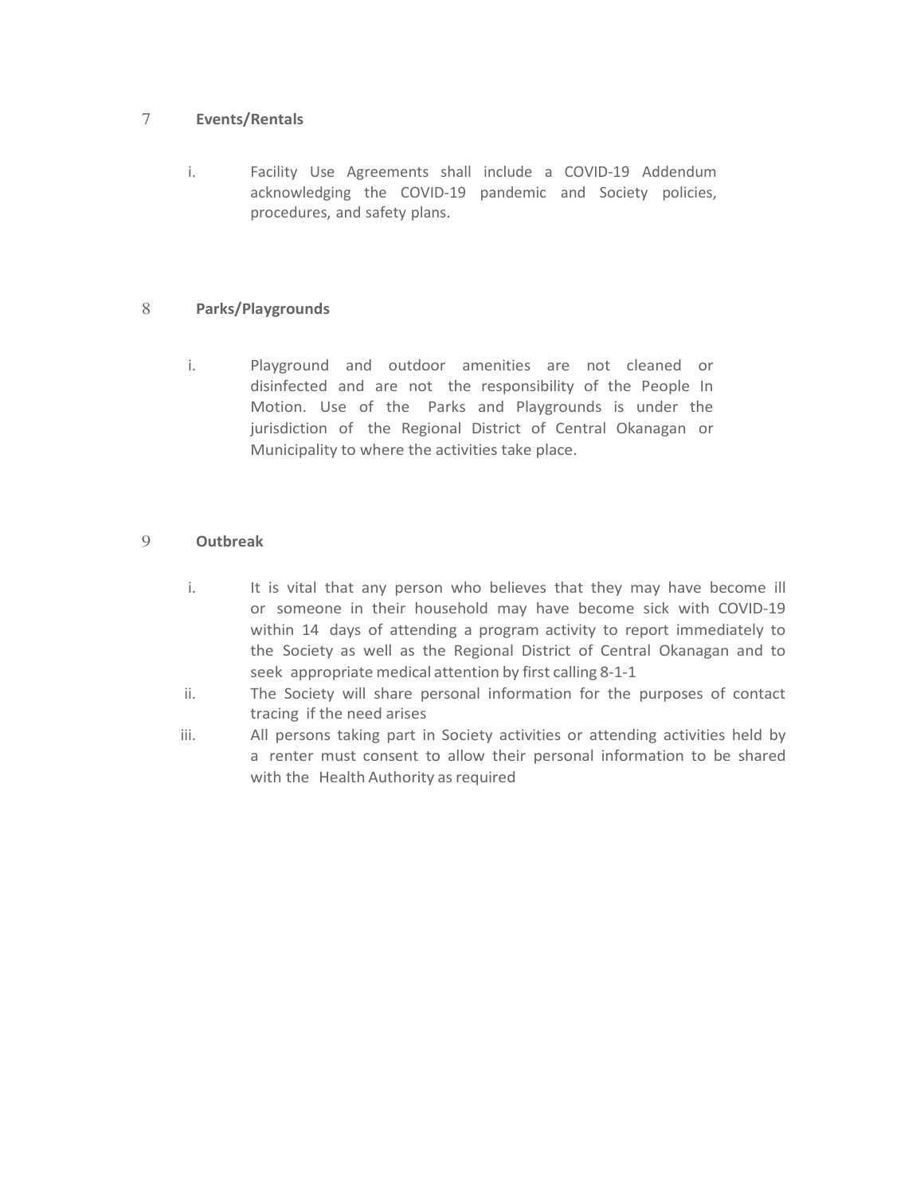## 7 Events/Rentals

i. Facility Use Agreements shall include a COVID-19 Addendum acknowledging the COVID-19 pandemic and Society policies, procedures, and safety plans.

## 8 Parks/Playgrounds

i. Playground and outdoor amenities are not cleaned or disinfected and are not the responsibility of the People In Motion. Use of the Parks and Playgrounds is under the jurisdiction of the Regional District of Central Okanagan or Municipality to where the activities take place.

## 9 Outbreak

i. It is vital that any person who believes that they may have become ill or someone in their household may have become sick with COVID-19 within 14 days of attending a program activity to report immediately to the Society as well as the Regional District of Central Okanagan and to seek appropriate medical attention by first calling 8-1-1

ii. The Society will share personal information for the purposes of contact tracing if the need arises

iii. All persons taking part in Society activities or attending activities held by a renter must consent to allow their personal information to be shared with the Health Authority as required